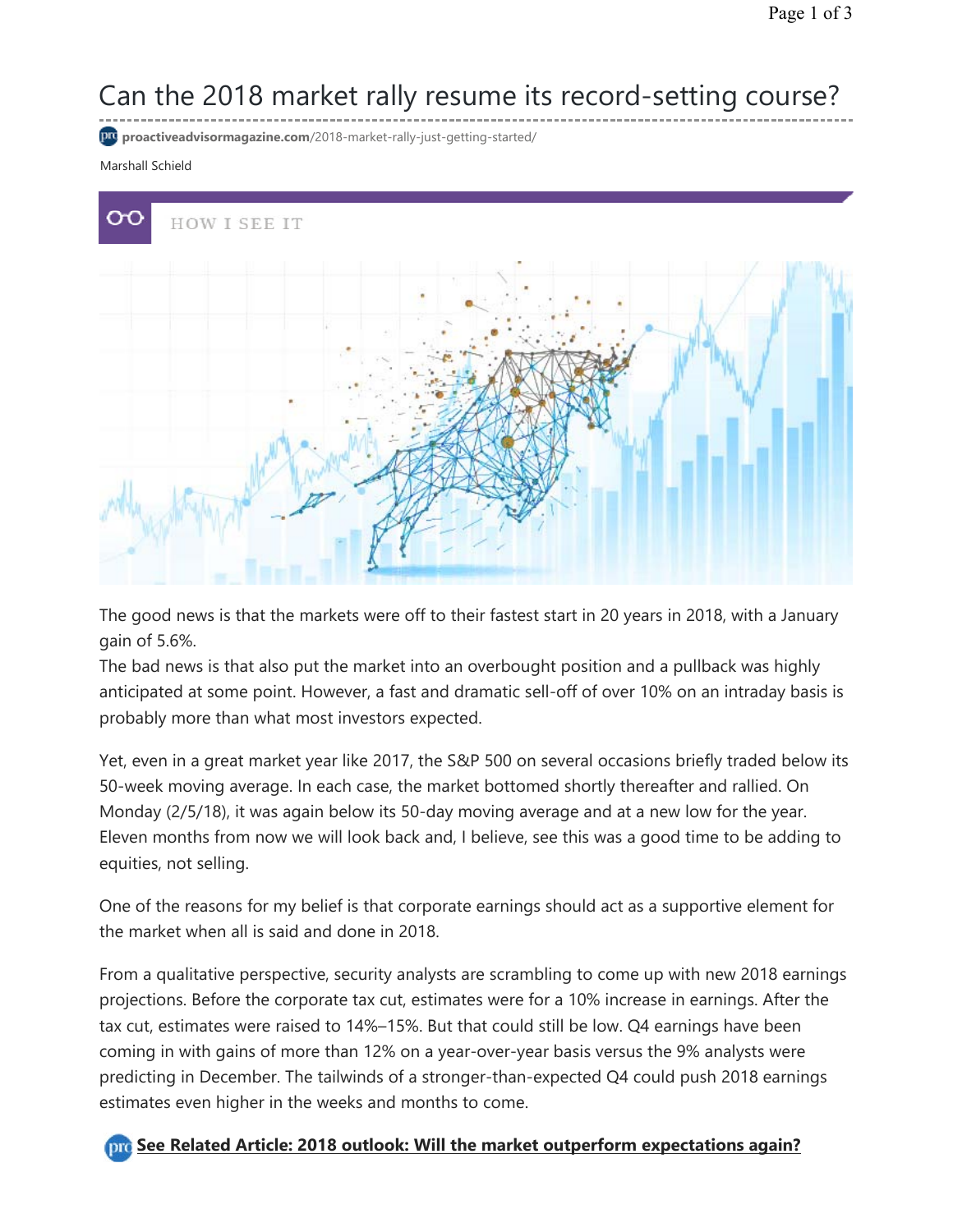# Can the 2018 market rally resume its record-setting course?

proactiveadvisormagazine.com/2018-market-rally-just-getting-started/

Marshall Schield

HOW I SEE IT

The good news is that the markets were off to their fastest start in 20 years in 2018, with a January gain of 5.6%.

The bad news is that also put the market into an overbought position and a pullback was highly anticipated at some point. However, a fast and dramatic sell-off of over 10% on an intraday basis is probably more than what most investors expected.

Yet, even in a great market year like 2017, the S&P 500 on several occasions briefly traded below its 50-week moving average. In each case, the market bottomed shortly thereafter and rallied. On Monday (2/5/18), it was again below its 50-day moving average and at a new low for the year. Eleven months from now we will look back and, I believe, see this was a good time to be adding to equities, not selling.

One of the reasons for my belief is that corporate earnings should act as a supportive element for the market when all is said and done in 2018.

From a qualitative perspective, security analysts are scrambling to come up with new 2018 earnings projections. Before the corporate tax cut, estimates were for a 10% increase in earnings. After the tax cut, estimates were raised to 14%–15%. But that could still be low. Q4 earnings have been coming in with gains of more than 12% on a year-over-year basis versus the 9% analysts were predicting in December. The tailwinds of a stronger-than-expected Q4 could push 2018 earnings estimates even higher in the weeks and months to come.

**See Related Article: 2018 outlook: Will the market outperform expectations again?**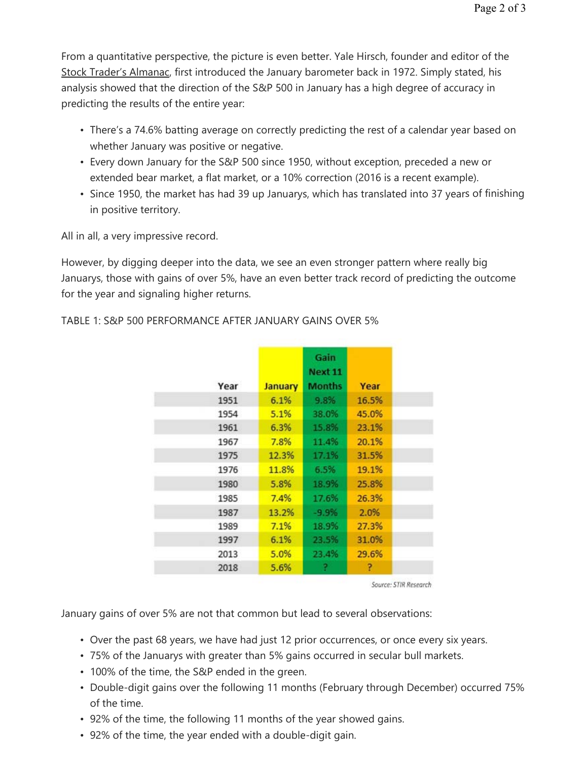From a quantitative perspective, the picture is even better. Yale Hirsch, founder and editor of the Stock Trader's Almanac, first introduced the January barometer back in 1972. Simply stated, his analysis showed that the direction of the S&P 500 in January has a high degree of accuracy in predicting the results of the entire year:

- There's a 74.6% batting average on correctly predicting the rest of a calendar year based on whether January was positive or negative.
- Every down January for the S&P 500 since 1950, without exception, preceded a new or extended bear market, a flat market, or a 10% correction (2016 is a recent example).
- Since 1950, the market has had 39 up Januarys, which has translated into 37 years of finishing in positive territory.

All in all, a very impressive record.

However, by digging deeper into the data, we see an even stronger pattern where really big Januarys, those with gains of over 5%, have an even better track record of predicting the outcome for the year and signaling higher returns.

TABLE 1: S&P 500 PERFORMANCE AFTER JANUARY GAINS OVER 5%

| Year | January | Gain Next 11 Months | Year |
|---|---|---|---|
| 1951 | 6.1% | 9.8% | 16.5% |
| 1954 | 5.1% | 38.0% | 45.0% |
| 1961 | 6.3% | 15.8% | 23.1% |
| 1967 | 7.8% | 11.4% | 20.1% |
| 1975 | 12.3% | 17.1% | 31.5% |
| 1976 | 11.8% | 6.5% | 19.1% |
| 1980 | 5.8% | 18.9% | 25.8% |
| 1985 | 7.4% | 17.6% | 26.3% |
| 1987 | 13.2% | -9.9% | 2.0% |
| 1989 | 7.1% | 18.9% | 27.3% |
| 1997 | 6.1% | 23.5% | 31.0% |
| 2013 | 5.0% | 23.4% | 29.6% |
| 2018 | 5.6% | ? | ? |

*Source: STIR Research*

January gains of over 5% are not that common but lead to several observations:

- Over the past 68 years, we have had just 12 prior occurrences, or once every six years.
- 75% of the Januarys with greater than 5% gains occurred in secular bull markets.
- 100% of the time, the S&P ended in the green.
- Double-digit gains over the following 11 months (February through December) occurred 75% of the time.
- 92% of the time, the following 11 months of the year showed gains.
- 92% of the time, the year ended with a double-digit gain.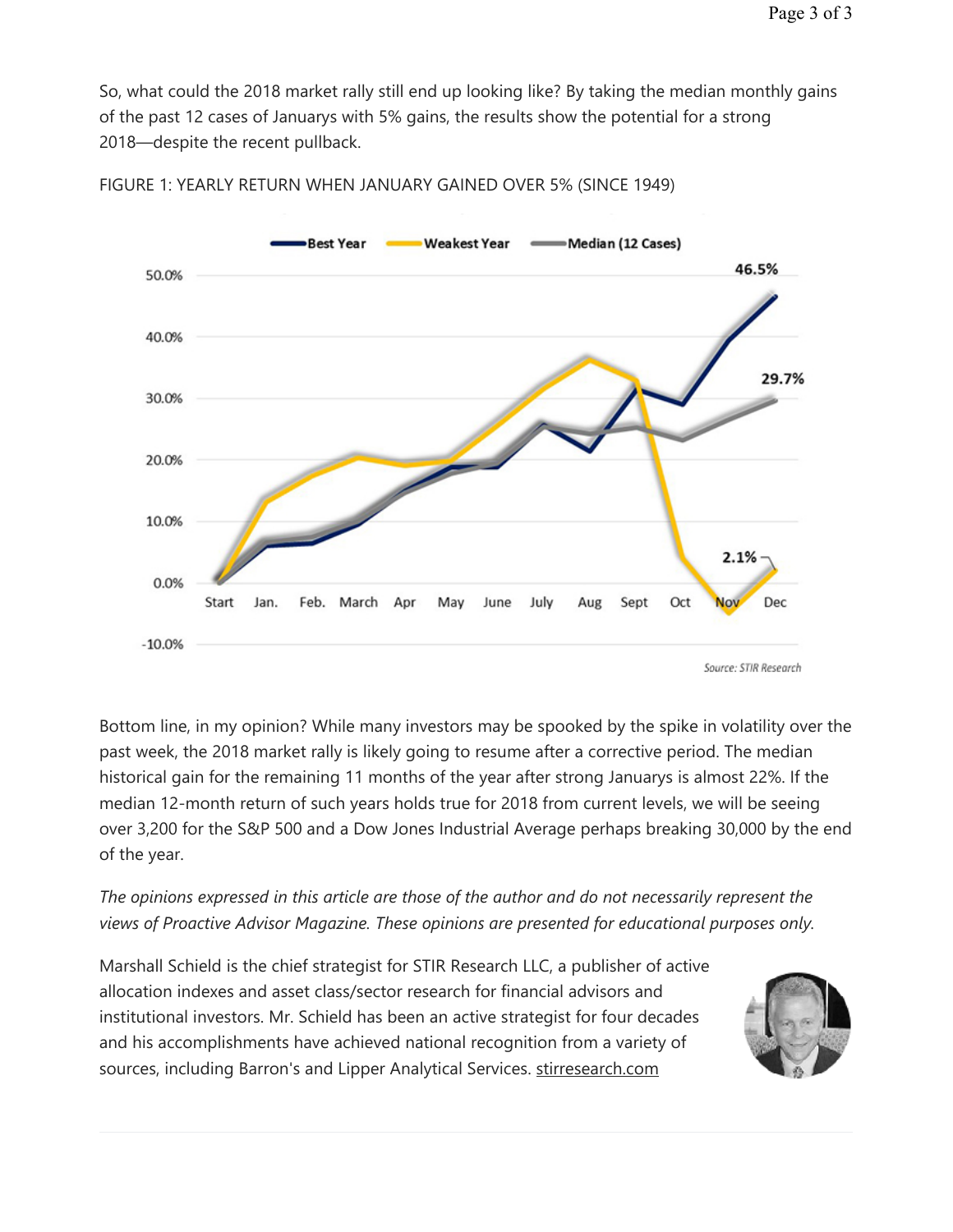So, what could the 2018 market rally still end up looking like? By taking the median monthly gains of the past 12 cases of Januarys with 5% gains, the results show the potential for a strong 2018—despite the recent pullback.

FIGURE 1: YEARLY RETURN WHEN JANUARY GAINED OVER 5% (SINCE 1949)

Best Year
Weakest Year
Median (12 Cases)

50.0%
40.0%
30.0%
20.0%
10.0%
0.0%
-10.0%

Start Jan. Feb. March Apr May June July Aug Sept Oct Nov Dec

46.5%
29.7%
2.1%

Source: STIR Research

Bottom line, in my opinion? While many investors may be spooked by the spike in volatility over the past week, the 2018 market rally is likely going to resume after a corrective period. The median historical gain for the remaining 11 months of the year after strong Januarys is almost 22%. If the median 12-month return of such years holds true for 2018 from current levels, we will be seeing over 3,200 for the S&P 500 and a Dow Jones Industrial Average perhaps breaking 30,000 by the end of the year.

*The opinions expressed in this article are those of the author and do not necessarily represent the views of Proactive Advisor Magazine. These opinions are presented for educational purposes only.*

Marshall Schield is the chief strategist for STIR Research LLC, a publisher of active allocation indexes and asset class/sector research for financial advisors and institutional investors. Mr. Schield has been an active strategist for four decades and his accomplishments have achieved national recognition from a variety of sources, including Barron's and Lipper Analytical Services. stirresearch.com